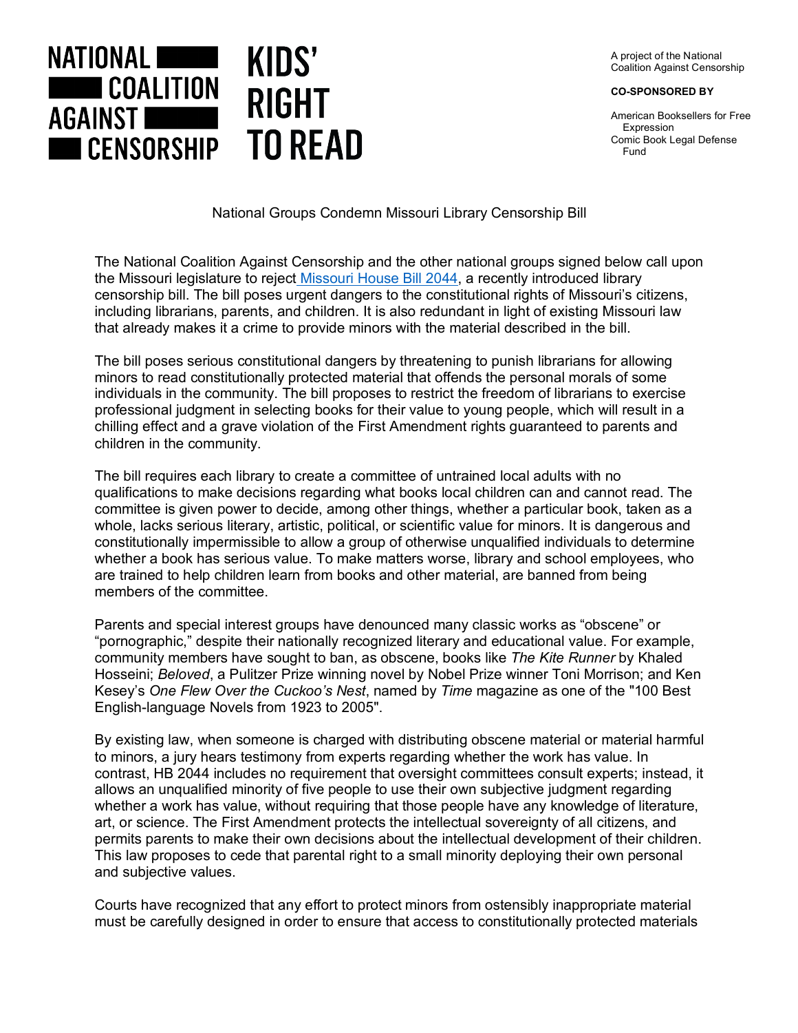NATIONAL COALITION AGAINST CENSORSHIP

KIDS' RIGHT TO READ

A project of the National Coalition Against Censorship

**CO-SPONSORED BY**

American Booksellers for Free Expression
Comic Book Legal Defense Fund

# National Groups Condemn Missouri Library Censorship Bill

The National Coalition Against Censorship and the other national groups signed below call upon the Missouri legislature to reject Missouri House Bill 2044, a recently introduced library censorship bill. The bill poses urgent dangers to the constitutional rights of Missouri's citizens, including librarians, parents, and children. It is also redundant in light of existing Missouri law that already makes it a crime to provide minors with the material described in the bill.

The bill poses serious constitutional dangers by threatening to punish librarians for allowing minors to read constitutionally protected material that offends the personal morals of some individuals in the community. The bill proposes to restrict the freedom of librarians to exercise professional judgment in selecting books for their value to young people, which will result in a chilling effect and a grave violation of the First Amendment rights guaranteed to parents and children in the community.

The bill requires each library to create a committee of untrained local adults with no qualifications to make decisions regarding what books local children can and cannot read. The committee is given power to decide, among other things, whether a particular book, taken as a whole, lacks serious literary, artistic, political, or scientific value for minors. It is dangerous and constitutionally impermissible to allow a group of otherwise unqualified individuals to determine whether a book has serious value. To make matters worse, library and school employees, who are trained to help children learn from books and other material, are banned from being members of the committee.

Parents and special interest groups have denounced many classic works as "obscene" or "pornographic," despite their nationally recognized literary and educational value. For example, community members have sought to ban, as obscene, books like *The Kite Runner* by Khaled Hosseini; *Beloved*, a Pulitzer Prize winning novel by Nobel Prize winner Toni Morrison; and Ken Kesey's *One Flew Over the Cuckoo's Nest*, named by *Time* magazine as one of the "100 Best English-language Novels from 1923 to 2005".

By existing law, when someone is charged with distributing obscene material or material harmful to minors, a jury hears testimony from experts regarding whether the work has value. In contrast, HB 2044 includes no requirement that oversight committees consult experts; instead, it allows an unqualified minority of five people to use their own subjective judgment regarding whether a work has value, without requiring that those people have any knowledge of literature, art, or science. The First Amendment protects the intellectual sovereignty of all citizens, and permits parents to make their own decisions about the intellectual development of their children. This law proposes to cede that parental right to a small minority deploying their own personal and subjective values.

Courts have recognized that any effort to protect minors from ostensibly inappropriate material must be carefully designed in order to ensure that access to constitutionally protected materials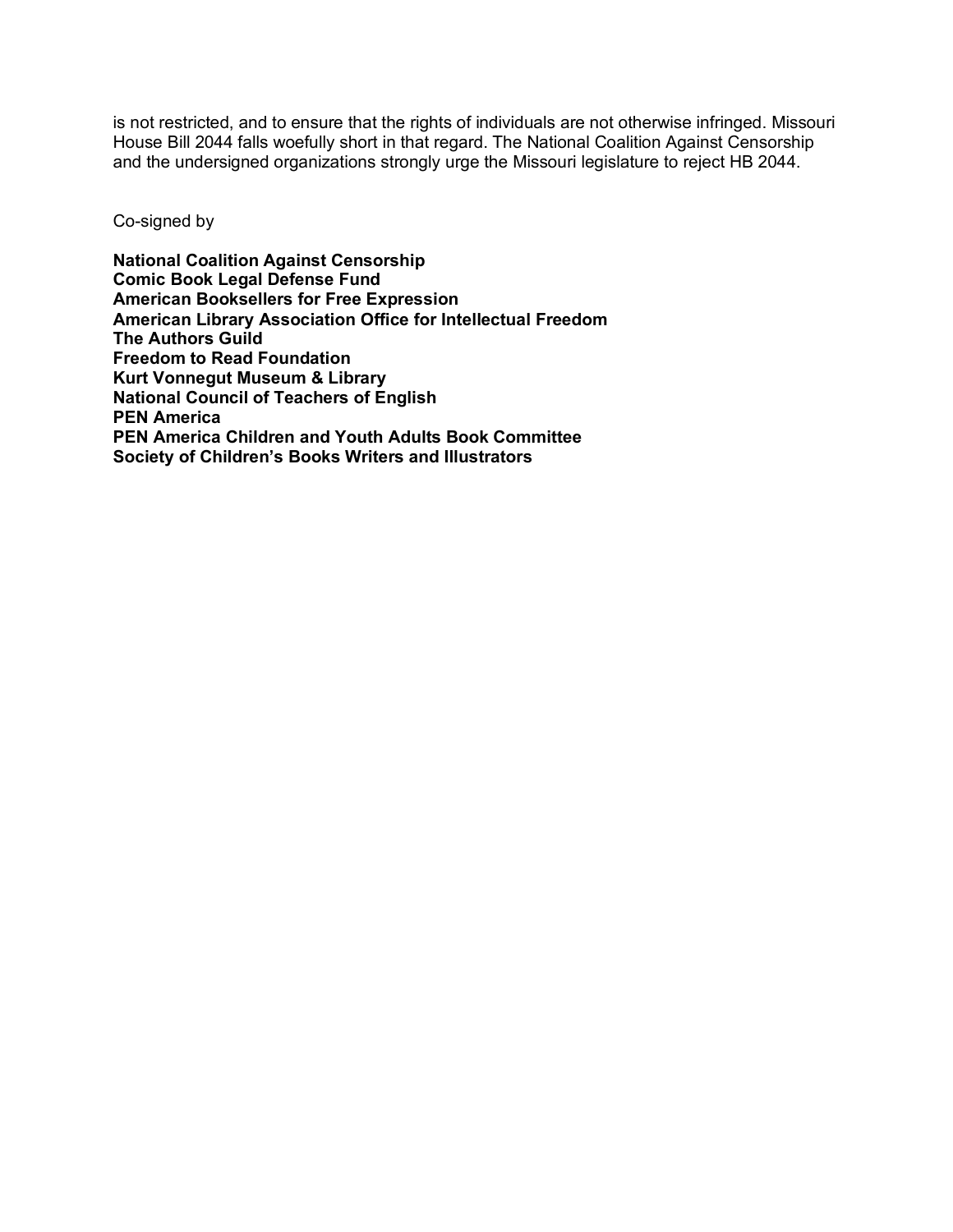is not restricted, and to ensure that the rights of individuals are not otherwise infringed. Missouri House Bill 2044 falls woefully short in that regard. The National Coalition Against Censorship and the undersigned organizations strongly urge the Missouri legislature to reject HB 2044.

Co-signed by

**National Coalition Against Censorship**
**Comic Book Legal Defense Fund**
**American Booksellers for Free Expression**
**American Library Association Office for Intellectual Freedom**
**The Authors Guild**
**Freedom to Read Foundation**
**Kurt Vonnegut Museum & Library**
**National Council of Teachers of English**
**PEN America**
**PEN America Children and Youth Adults Book Committee**
**Society of Children's Books Writers and Illustrators**